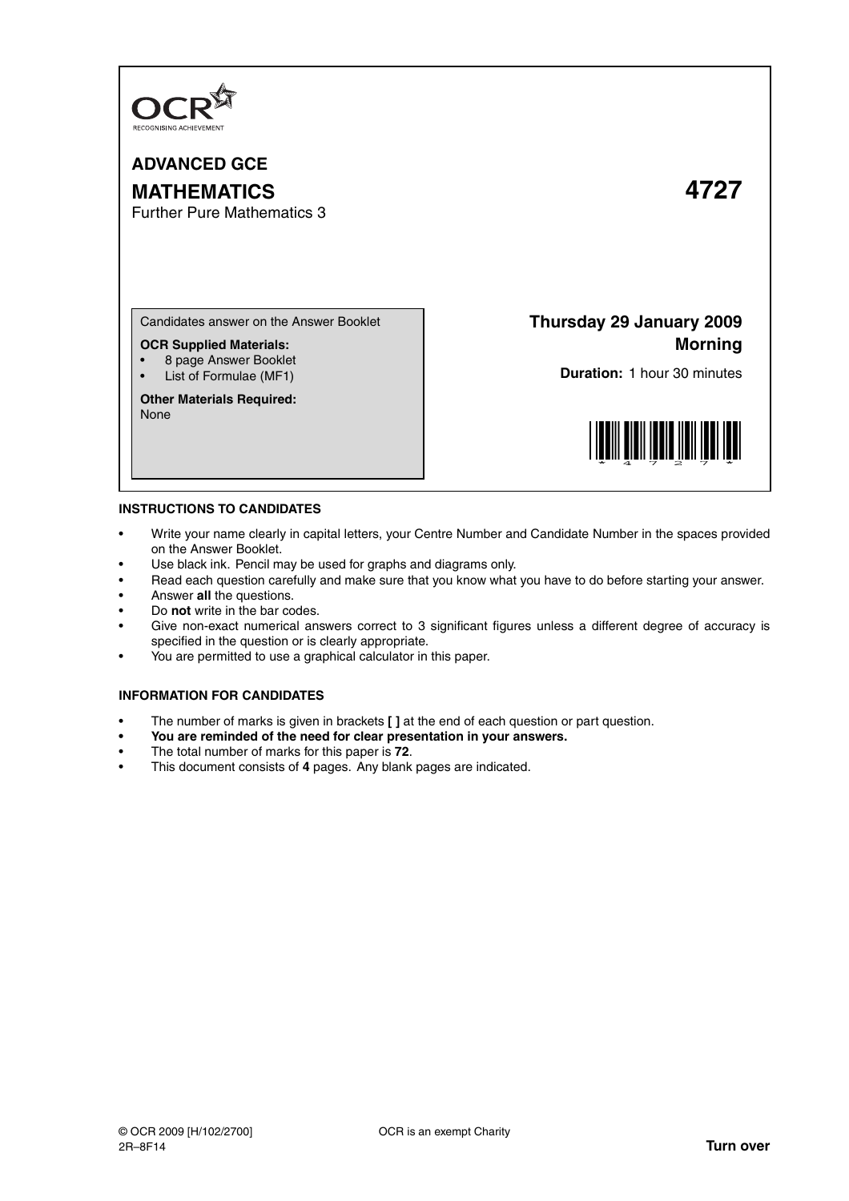OCR
RECOGNISING ACHIEVEMENT

# ADVANCED GCE

# MATHEMATICS 4727

Further Pure Mathematics 3

Candidates answer on the Answer Booklet

**OCR Supplied Materials:**
- 8 page Answer Booklet
- List of Formulae (MF1)

**Other Materials Required:**
None

**Thursday 29 January 2009**
**Morning**

**Duration:** 1 hour 30 minutes

## INSTRUCTIONS TO CANDIDATES

- Write your name clearly in capital letters, your Centre Number and Candidate Number in the spaces provided on the Answer Booklet.
- Use black ink. Pencil may be used for graphs and diagrams only.
- Read each question carefully and make sure that you know what you have to do before starting your answer.
- Answer **all** the questions.
- Do **not** write in the bar codes.
- Give non-exact numerical answers correct to 3 significant figures unless a different degree of accuracy is specified in the question or is clearly appropriate.
- You are permitted to use a graphical calculator in this paper.

## INFORMATION FOR CANDIDATES

- The number of marks is given in brackets **[ ]** at the end of each question or part question.
- **You are reminded of the need for clear presentation in your answers.**
- The total number of marks for this paper is **72**.
- This document consists of **4** pages. Any blank pages are indicated.

© OCR 2009 [H/102/2700] OCR is an exempt Charity
2R–8F14

**Turn over**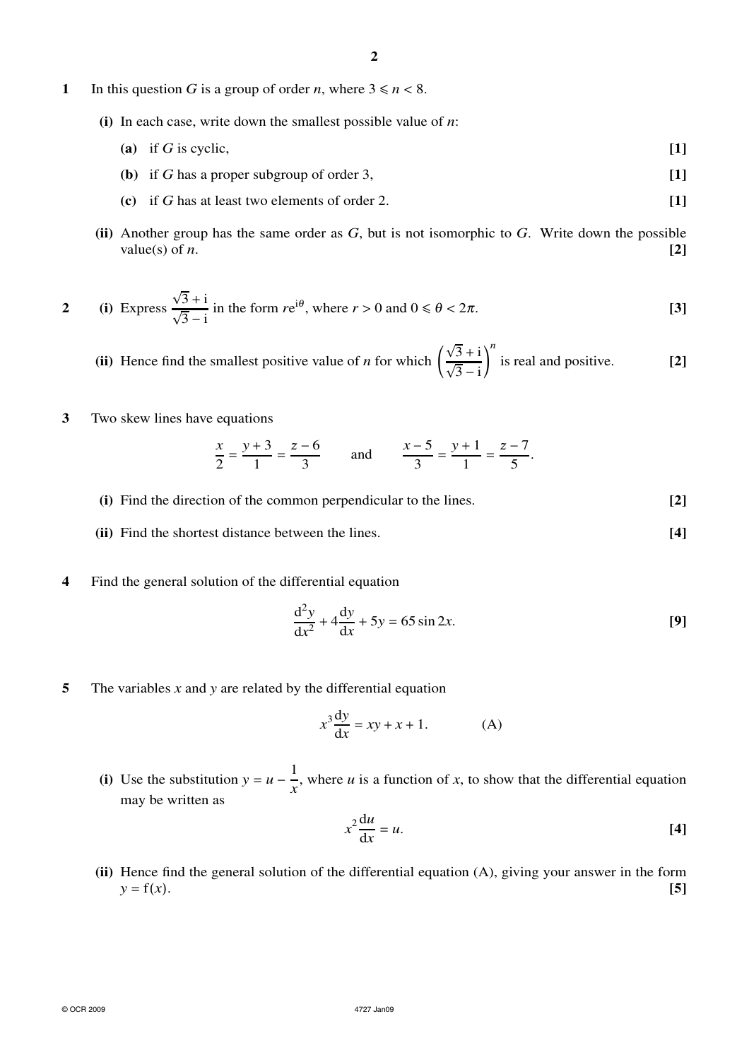**1** In this question $G$ is a group of order $n$, where $3 \leqslant n < 8$.

**(i)** In each case, write down the smallest possible value of $n$:

**(a)** if $G$ is cyclic, **[1]**

**(b)** if $G$ has a proper subgroup of order 3, **[1]**

**(c)** if $G$ has at least two elements of order 2. **[1]**

**(ii)** Another group has the same order as $G$, but is not isomorphic to $G$. Write down the possible value(s) of $n$. **[2]**

**2** **(i)** Express $\dfrac{\sqrt{3}+\mathrm{i}}{\sqrt{3}-\mathrm{i}}$ in the form $r\mathrm{e}^{\mathrm{i}\theta}$, where $r > 0$ and $0 \leqslant \theta < 2\pi$. **[3]**

**(ii)** Hence find the smallest positive value of $n$ for which $\left(\dfrac{\sqrt{3}+\mathrm{i}}{\sqrt{3}-\mathrm{i}}\right)^n$ is real and positive. **[2]**

**3** Two skew lines have equations

$$\frac{x}{2} = \frac{y+3}{1} = \frac{z-6}{3} \qquad \text{and} \qquad \frac{x-5}{3} = \frac{y+1}{1} = \frac{z-7}{5}.$$

**(i)** Find the direction of the common perpendicular to the lines. **[2]**

**(ii)** Find the shortest distance between the lines. **[4]**

**4** Find the general solution of the differential equation

$$\frac{\mathrm{d}^2y}{\mathrm{d}x^2} + 4\frac{\mathrm{d}y}{\mathrm{d}x} + 5y = 65\sin 2x. \qquad \textbf{[9]}$$

**5** The variables $x$ and $y$ are related by the differential equation

$$x^3\frac{\mathrm{d}y}{\mathrm{d}x} = xy + x + 1. \qquad \text{(A)}$$

**(i)** Use the substitution $y = u - \dfrac{1}{x}$, where $u$ is a function of $x$, to show that the differential equation may be written as

$$x^2\frac{\mathrm{d}u}{\mathrm{d}x} = u. \qquad \textbf{[4]}$$

**(ii)** Hence find the general solution of the differential equation (A), giving your answer in the form $y = \mathrm{f}(x)$. **[5]**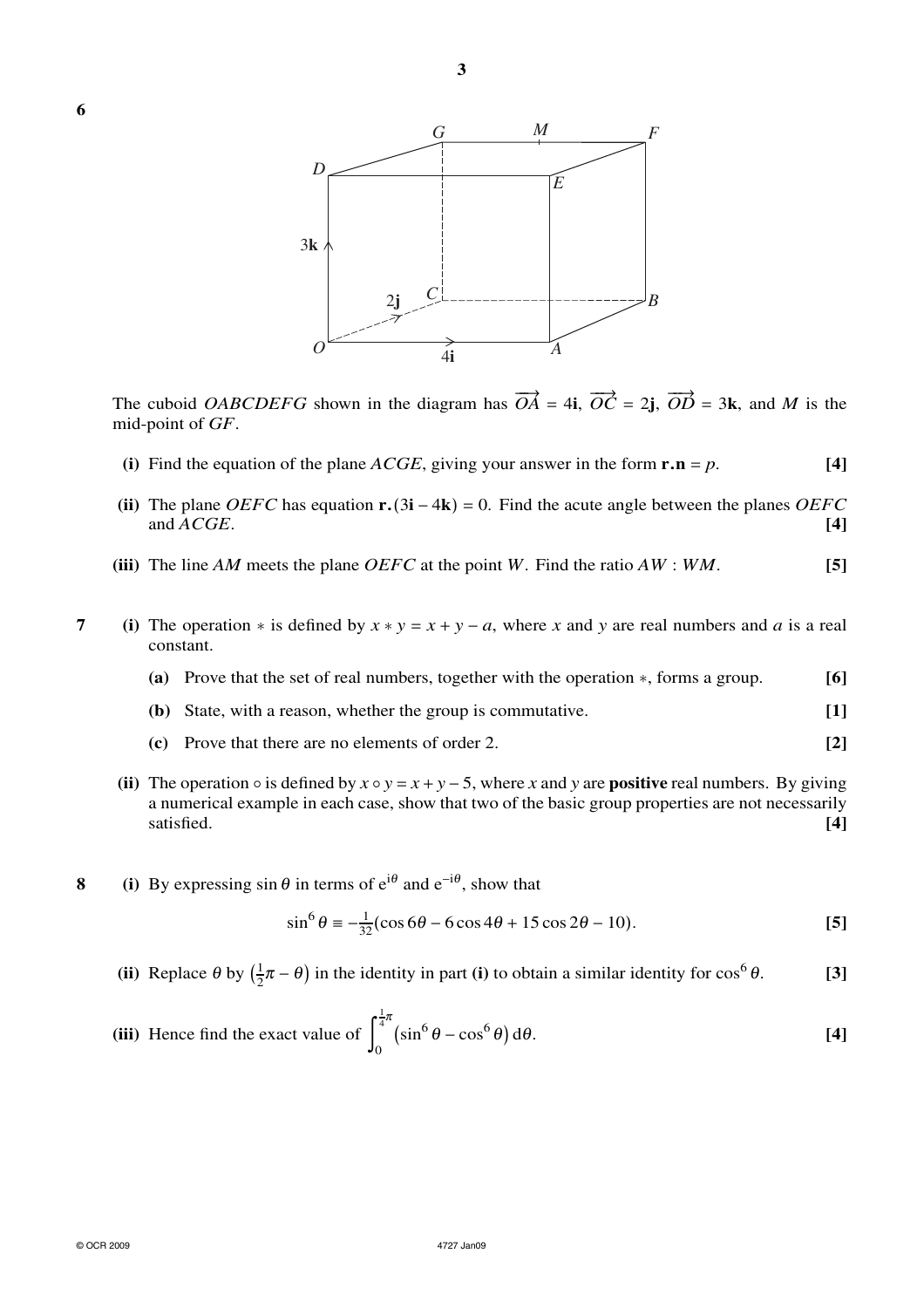**6**

The cuboid $OABCDEFG$ shown in the diagram has $\overrightarrow{OA} = 4\mathbf{i}$, $\overrightarrow{OC} = 2\mathbf{j}$, $\overrightarrow{OD} = 3\mathbf{k}$, and $M$ is the mid-point of $GF$.

**(i)** Find the equation of the plane $ACGE$, giving your answer in the form $\mathbf{r.n} = p$. **[4]**

**(ii)** The plane $OEFC$ has equation $\mathbf{r.}(3\mathbf{i} - 4\mathbf{k}) = 0$. Find the acute angle between the planes $OEFC$ and $ACGE$. **[4]**

**(iii)** The line $AM$ meets the plane $OEFC$ at the point $W$. Find the ratio $AW : WM$. **[5]**

**7** **(i)** The operation $*$ is defined by $x * y = x + y - a$, where $x$ and $y$ are real numbers and $a$ is a real constant.

**(a)** Prove that the set of real numbers, together with the operation $*$, forms a group. **[6]**

**(b)** State, with a reason, whether the group is commutative. **[1]**

**(c)** Prove that there are no elements of order 2. **[2]**

**(ii)** The operation $\circ$ is defined by $x \circ y = x + y - 5$, where $x$ and $y$ are **positive** real numbers. By giving a numerical example in each case, show that two of the basic group properties are not necessarily satisfied. **[4]**

**8** **(i)** By expressing $\sin\theta$ in terms of $e^{i\theta}$ and $e^{-i\theta}$, show that

$$\sin^6\theta \equiv -\tfrac{1}{32}(\cos 6\theta - 6\cos 4\theta + 15\cos 2\theta - 10).$$ **[5]**

**(ii)** Replace $\theta$ by $\left(\tfrac{1}{2}\pi - \theta\right)$ in the identity in part **(i)** to obtain a similar identity for $\cos^6\theta$. **[3]**

**(iii)** Hence find the exact value of $\displaystyle\int_0^{\frac{1}{4}\pi} \left(\sin^6\theta - \cos^6\theta\right) d\theta$. **[4]**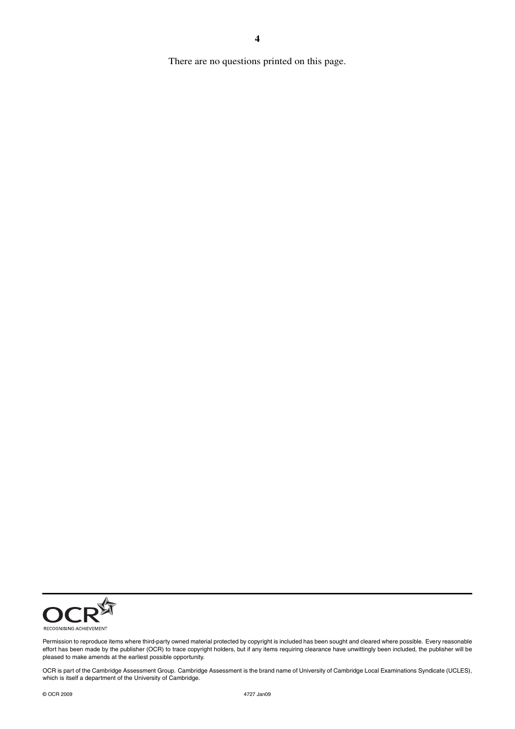There are no questions printed on this page.

OCR
RECOGNISING ACHIEVEMENT

Permission to reproduce items where third-party owned material protected by copyright is included has been sought and cleared where possible. Every reasonable effort has been made by the publisher (OCR) to trace copyright holders, but if any items requiring clearance have unwittingly been included, the publisher will be pleased to make amends at the earliest possible opportunity.

OCR is part of the Cambridge Assessment Group. Cambridge Assessment is the brand name of University of Cambridge Local Examinations Syndicate (UCLES), which is itself a department of the University of Cambridge.

© OCR 2009 4727 Jan09